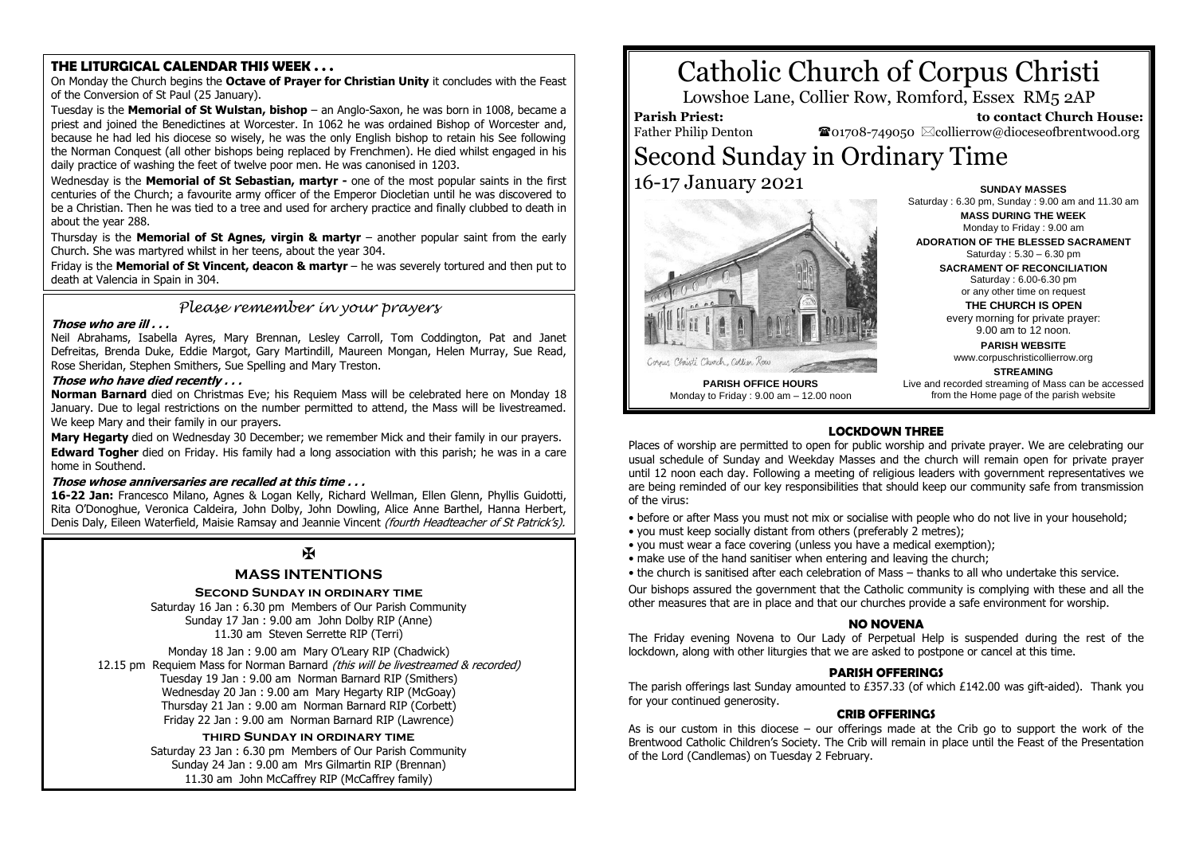# Catholic Church of Corpus Christi

Lowshoe Lane, Collier Row, Romford, Essex RM5 2AP

**Parish Priest:** Father Philip Denton

**to contact Church House:** ☎01708-749050 ✉collierrow@dioceseofbrentwood.org

# Second Sunday in Ordinary Time

16-17 January 2021

Corpus Christi Church, Collier Row

**PARISH OFFICE HOURS**
Monday to Friday : 9.00 am – 12.00 noon

**SUNDAY MASSES**
Saturday : 6.30 pm, Sunday : 9.00 am and 11.30 am

**MASS DURING THE WEEK**
Monday to Friday : 9.00 am

**ADORATION OF THE BLESSED SACRAMENT**
Saturday : 5.30 – 6.30 pm

**SACRAMENT OF RECONCILIATION**
Saturday : 6.00-6.30 pm
or any other time on request

**THE CHURCH IS OPEN**
every morning for private prayer:
9.00 am to 12 noon.

**PARISH WEBSITE**
www.corpuschristicollierrow.org

**STREAMING**
Live and recorded streaming of Mass can be accessed from the Home page of the parish website

## THE LITURGICAL CALENDAR THIS WEEK . . .

On Monday the Church begins the **Octave of Prayer for Christian Unity** it concludes with the Feast of the Conversion of St Paul (25 January).

Tuesday is the **Memorial of St Wulstan, bishop** – an Anglo-Saxon, he was born in 1008, became a priest and joined the Benedictines at Worcester. In 1062 he was ordained Bishop of Worcester and, because he had led his diocese so wisely, he was the only English bishop to retain his See following the Norman Conquest (all other bishops being replaced by Frenchmen). He died whilst engaged in his daily practice of washing the feet of twelve poor men. He was canonised in 1203.

Wednesday is the **Memorial of St Sebastian, martyr -** one of the most popular saints in the first centuries of the Church; a favourite army officer of the Emperor Diocletian until he was discovered to be a Christian. Then he was tied to a tree and used for archery practice and finally clubbed to death in about the year 288.

Thursday is the **Memorial of St Agnes, virgin & martyr** – another popular saint from the early Church. She was martyred whilst in her teens, about the year 304.

Friday is the **Memorial of St Vincent, deacon & martyr** – he was severely tortured and then put to death at Valencia in Spain in 304.

## *Please remember in your prayers*

***Those who are ill . . .***

Neil Abrahams, Isabella Ayres, Mary Brennan, Lesley Carroll, Tom Coddington, Pat and Janet Defreitas, Brenda Duke, Eddie Margot, Gary Martindill, Maureen Mongan, Helen Murray, Sue Read, Rose Sheridan, Stephen Smithers, Sue Spelling and Mary Treston.

***Those who have died recently . . .***

**Norman Barnard** died on Christmas Eve; his Requiem Mass will be celebrated here on Monday 18 January. Due to legal restrictions on the number permitted to attend, the Mass will be livestreamed. We keep Mary and their family in our prayers.

**Mary Hegarty** died on Wednesday 30 December; we remember Mick and their family in our prayers.

**Edward Togher** died on Friday. His family had a long association with this parish; he was in a care home in Southend.

***Those whose anniversaries are recalled at this time . . .***

**16-22 Jan:** Francesco Milano, Agnes & Logan Kelly, Richard Wellman, Ellen Glenn, Phyllis Guidotti, Rita O'Donoghue, Veronica Caldeira, John Dolby, John Dowling, Alice Anne Barthel, Hanna Herbert, Denis Daly, Eileen Waterfield, Maisie Ramsay and Jeannie Vincent *(fourth Headteacher of St Patrick's).*

✠

## MASS INTENTIONS

**Second Sunday in ordinary time**

Saturday 16 Jan : 6.30 pm Members of Our Parish Community
Sunday 17 Jan : 9.00 am John Dolby RIP (Anne)
11.30 am Steven Serrette RIP (Terri)

Monday 18 Jan : 9.00 am Mary O'Leary RIP (Chadwick)
12.15 pm Requiem Mass for Norman Barnard *(this will be livestreamed & recorded)*
Tuesday 19 Jan : 9.00 am Norman Barnard RIP (Smithers)
Wednesday 20 Jan : 9.00 am Mary Hegarty RIP (McGoay)
Thursday 21 Jan : 9.00 am Norman Barnard RIP (Corbett)
Friday 22 Jan : 9.00 am Norman Barnard RIP (Lawrence)

**third Sunday in ordinary time**

Saturday 23 Jan : 6.30 pm Members of Our Parish Community
Sunday 24 Jan : 9.00 am Mrs Gilmartin RIP (Brennan)
11.30 am John McCaffrey RIP (McCaffrey family)

## LOCKDOWN THREE

Places of worship are permitted to open for public worship and private prayer. We are celebrating our usual schedule of Sunday and Weekday Masses and the church will remain open for private prayer until 12 noon each day. Following a meeting of religious leaders with government representatives we are being reminded of our key responsibilities that should keep our community safe from transmission of the virus:

- before or after Mass you must not mix or socialise with people who do not live in your household;
- you must keep socially distant from others (preferably 2 metres);
- you must wear a face covering (unless you have a medical exemption);
- make use of the hand sanitiser when entering and leaving the church;
- the church is sanitised after each celebration of Mass – thanks to all who undertake this service.

Our bishops assured the government that the Catholic community is complying with these and all the other measures that are in place and that our churches provide a safe environment for worship.

## NO NOVENA

The Friday evening Novena to Our Lady of Perpetual Help is suspended during the rest of the lockdown, along with other liturgies that we are asked to postpone or cancel at this time.

## PARISH OFFERINGS

The parish offerings last Sunday amounted to £357.33 (of which £142.00 was gift-aided). Thank you for your continued generosity.

## CRIB OFFERINGS

As is our custom in this diocese – our offerings made at the Crib go to support the work of the Brentwood Catholic Children's Society. The Crib will remain in place until the Feast of the Presentation of the Lord (Candlemas) on Tuesday 2 February.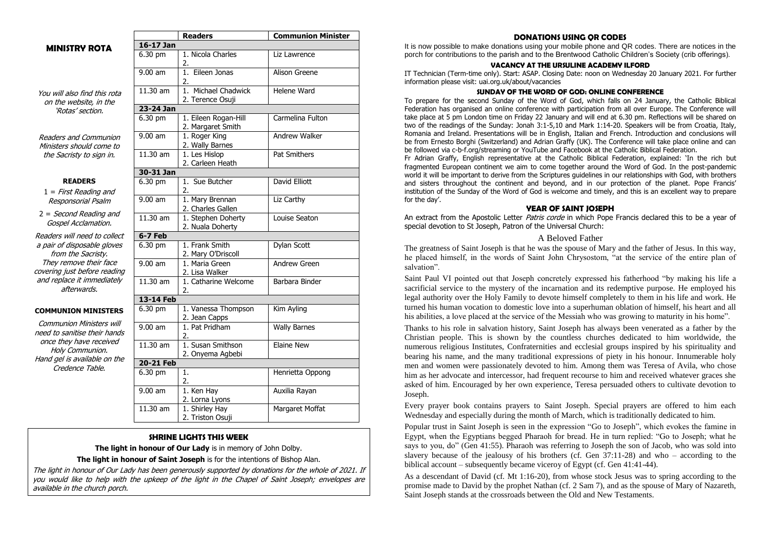## MINISTRY ROTA

*You will also find this rota on the website, in the 'Rotas' section.*

*Readers and Communion Ministers should come to the Sacristy to sign in.*

**READERS**

1 = *First Reading and Responsorial Psalm*

2 = *Second Reading and Gospel Acclamation.*

*Readers will need to collect a pair of disposable gloves from the Sacristy. They remove their face covering just before reading and replace it immediately afterwards.*

**COMMUNION MINISTERS**

*Communion Ministers will need to sanitise their hands once they have received Holy Communion. Hand gel is available on the Credence Table.*

| | Readers | Communion Minister |
|---|---|---|
| **16-17 Jan** | | |
| 6.30 pm | 1. Nicola Charles<br>2. | Liz Lawrence |
| 9.00 am | 1. Eileen Jonas<br>2. | Alison Greene |
| 11.30 am | 1. Michael Chadwick<br>2. Terence Osuji | Helene Ward |
| **23-24 Jan** | | |
| 6.30 pm | 1. Eileen Rogan-Hill<br>2. Margaret Smith | Carmelina Fulton |
| 9.00 am | 1. Roger King<br>2. Wally Barnes | Andrew Walker |
| 11.30 am | 1. Les Hislop<br>2. Carleen Heath | Pat Smithers |
| **30-31 Jan** | | |
| 6.30 pm | 1. Sue Butcher<br>2. | David Elliott |
| 9.00 am | 1. Mary Brennan<br>2. Charles Gallen | Liz Carthy |
| 11.30 am | 1. Stephen Doherty<br>2. Nuala Doherty | Louise Seaton |
| **6-7 Feb** | | |
| 6.30 pm | 1. Frank Smith<br>2. Mary O'Driscoll | Dylan Scott |
| 9.00 am | 1. Maria Green<br>2. Lisa Walker | Andrew Green |
| 11.30 am | 1. Catharine Welcome<br>2. | Barbara Binder |
| **13-14 Feb** | | |
| 6.30 pm | 1. Vanessa Thompson<br>2. Jean Capps | Kim Ayling |
| 9.00 am | 1. Pat Pridham<br>2. | Wally Barnes |
| 11.30 am | 1. Susan Smithson<br>2. Onyema Agbebi | Elaine New |
| **20-21 Feb** | | |
| 6.30 pm | 1.<br>2. | Henrietta Oppong |
| 9.00 am | 1. Ken Hay<br>2. Lorna Lyons | Auxilia Rayan |
| 11.30 am | 1. Shirley Hay<br>2. Triston Osuji | Margaret Moffat |

## SHRINE LIGHTS THIS WEEK

**The light in honour of Our Lady** is in memory of John Dolby.

**The light in honour of Saint Joseph** is for the intentions of Bishop Alan.

*The light in honour of Our Lady has been generously supported by donations for the whole of 2021. If you would like to help with the upkeep of the light in the Chapel of Saint Joseph; envelopes are available in the church porch.*

## DONATIONS USING QR CODES

It is now possible to make donations using your mobile phone and QR codes. There are notices in the porch for contributions to the parish and to the Brentwood Catholic Children's Society (crib offerings).

### VACANCY AT THE URSULINE ACADEMY ILFORD

IT Technician (Term-time only). Start: ASAP. Closing Date: noon on Wednesday 20 January 2021. For further information please visit: uai.org.uk/about/vacancies

### SUNDAY OF THE WORD OF GOD: ONLINE CONFERENCE

To prepare for the second Sunday of the Word of God, which falls on 24 January, the Catholic Biblical Federation has organised an online conference with participation from all over Europe. The Conference will take place at 5 pm London time on Friday 22 January and will end at 6.30 pm. Reflections will be shared on two of the readings of the Sunday: Jonah 3:1-5,10 and Mark 1:14-20. Speakers will be from Croatia, Italy, Romania and Ireland. Presentations will be in English, Italian and French. Introduction and conclusions will be from Ernesto Borghi (Switzerland) and Adrian Graffy (UK). The Conference will take place online and can be followed via c-b-f.org/streaming or YouTube and Facebook at the Catholic Biblical Federation.

Fr Adrian Graffy, English representative at the Catholic Biblical Federation, explained: 'In the rich but fragmented European continent we aim to come together around the Word of God. In the post-pandemic world it will be important to derive from the Scriptures guidelines in our relationships with God, with brothers and sisters throughout the continent and beyond, and in our protection of the planet. Pope Francis' institution of the Sunday of the Word of God is welcome and timely, and this is an excellent way to prepare for the day'.

## YEAR OF SAINT JOSEPH

An extract from the Apostolic Letter *Patris corde* in which Pope Francis declared this to be a year of special devotion to St Joseph, Patron of the Universal Church:

### A Beloved Father

The greatness of Saint Joseph is that he was the spouse of Mary and the father of Jesus. In this way, he placed himself, in the words of Saint John Chrysostom, "at the service of the entire plan of salvation".

Saint Paul VI pointed out that Joseph concretely expressed his fatherhood "by making his life a sacrificial service to the mystery of the incarnation and its redemptive purpose. He employed his legal authority over the Holy Family to devote himself completely to them in his life and work. He turned his human vocation to domestic love into a superhuman oblation of himself, his heart and all his abilities, a love placed at the service of the Messiah who was growing to maturity in his home".

Thanks to his role in salvation history, Saint Joseph has always been venerated as a father by the Christian people. This is shown by the countless churches dedicated to him worldwide, the numerous religious Institutes, Confraternities and ecclesial groups inspired by his spirituality and bearing his name, and the many traditional expressions of piety in his honour. Innumerable holy men and women were passionately devoted to him. Among them was Teresa of Avila, who chose him as her advocate and intercessor, had frequent recourse to him and received whatever graces she asked of him. Encouraged by her own experience, Teresa persuaded others to cultivate devotion to Joseph.

Every prayer book contains prayers to Saint Joseph. Special prayers are offered to him each Wednesday and especially during the month of March, which is traditionally dedicated to him.

Popular trust in Saint Joseph is seen in the expression "Go to Joseph", which evokes the famine in Egypt, when the Egyptians begged Pharaoh for bread. He in turn replied: "Go to Joseph; what he says to you, do" (Gen 41:55). Pharaoh was referring to Joseph the son of Jacob, who was sold into slavery because of the jealousy of his brothers (cf. Gen 37:11-28) and who – according to the biblical account – subsequently became viceroy of Egypt (cf. Gen 41:41-44).

As a descendant of David (cf. Mt 1:16-20), from whose stock Jesus was to spring according to the promise made to David by the prophet Nathan (cf. 2 Sam 7), and as the spouse of Mary of Nazareth, Saint Joseph stands at the crossroads between the Old and New Testaments.